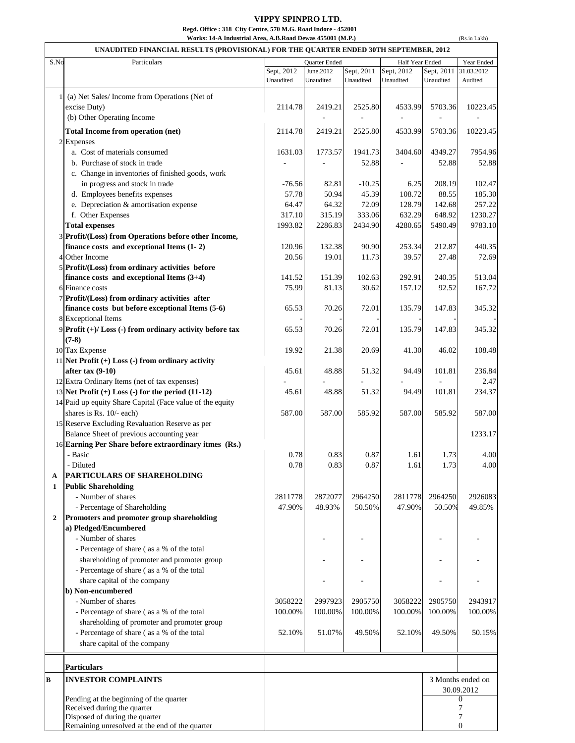# VIPPY SPINPRO LTD.

**Regd. Office : 318 City Centre, 570 M.G. Road Indore - 452001**

**Works: 14-A Industrial Area, A.B.Road Dewas 455001 (M.P.)**

(Rs.in Lakh)

## UNAUDITED FINANCIAL RESULTS (PROVISIONAL) FOR THE QUARTER ENDED 30TH SEPTEMBER, 2012

| S.No | Particulars | Quarter Ended | | | Half Year Ended | | Year Ended |
|---|---|---|---|---|---|---|---|
| | | Sept, 2012 Unaudited | June.2012 Unaudited | Sept, 2011 Unaudited | Sept, 2012 Unaudited | Sept, 2011 Unaudited | 31.03.2012 Audited |
| 1 | (a) Net Sales/ Income from Operations (Net of excise Duty) | 2114.78 | 2419.21 | 2525.80 | 4533.99 | 5703.36 | 10223.45 |
| | (b) Other Operating Income | | - | - | - | - | - |
| | **Total Income from operation (net)** | 2114.78 | 2419.21 | 2525.80 | 4533.99 | 5703.36 | 10223.45 |
| 2 | Expenses | | | | | | |
| | a. Cost of materials consumed | 1631.03 | 1773.57 | 1941.73 | 3404.60 | 4349.27 | 7954.96 |
| | b. Purchase of stock in trade | - | - | 52.88 | - | 52.88 | 52.88 |
| | c. Change in inventories of finished goods, work in progress and stock in trade | -76.56 | 82.81 | -10.25 | 6.25 | 208.19 | 102.47 |
| | d. Employees benefits expenses | 57.78 | 50.94 | 45.39 | 108.72 | 88.55 | 185.30 |
| | e. Depreciation & amortisation expense | 64.47 | 64.32 | 72.09 | 128.79 | 142.68 | 257.22 |
| | f. Other Expenses | 317.10 | 315.19 | 333.06 | 632.29 | 648.92 | 1230.27 |
| | **Total expenses** | 1993.82 | 2286.83 | 2434.90 | 4280.65 | 5490.49 | 9783.10 |
| 3 | **Profit/(Loss) from Operations before other Income, finance costs and exceptional Items (1- 2)** | 120.96 | 132.38 | 90.90 | 253.34 | 212.87 | 440.35 |
| 4 | Other Income | 20.56 | 19.01 | 11.73 | 39.57 | 27.48 | 72.69 |
| 5 | **Profit/(Loss) from ordinary activities before finance costs and exceptional Items (3+4)** | 141.52 | 151.39 | 102.63 | 292.91 | 240.35 | 513.04 |
| 6 | Finance costs | 75.99 | 81.13 | 30.62 | 157.12 | 92.52 | 167.72 |
| 7 | **Profit/(Loss) from ordinary activities after finance costs but before exceptional Items (5-6)** | 65.53 | 70.26 | 72.01 | 135.79 | 147.83 | 345.32 |
| 8 | Exceptional Items | - | - | - | - | - | - |
| 9 | **Profit (+)/ Loss (-) from ordinary activity before tax (7-8)** | 65.53 | 70.26 | 72.01 | 135.79 | 147.83 | 345.32 |
| 10 | Tax Expense | 19.92 | 21.38 | 20.69 | 41.30 | 46.02 | 108.48 |
| 11 | **Net Profit (+) Loss (-) from ordinary activity after tax (9-10)** | 45.61 | 48.88 | 51.32 | 94.49 | 101.81 | 236.84 |
| 12 | Extra Ordinary Items (net of tax expenses) | - | - | - | - | - | 2.47 |
| 13 | **Net Profit (+) Loss (-) for the period (11-12)** | 45.61 | 48.88 | 51.32 | 94.49 | 101.81 | 234.37 |
| 14 | Paid up equity Share Capital (Face value of the equity shares is Rs. 10/- each) | 587.00 | 587.00 | 585.92 | 587.00 | 585.92 | 587.00 |
| 15 | Reserve Excluding Revaluation Reserve as per Balance Sheet of previous accounting year | | | | | | 1233.17 |
| 16 | **Earning Per Share before extraordinary itmes (Rs.)** | | | | | | |
| | - Basic | 0.78 | 0.83 | 0.87 | 1.61 | 1.73 | 4.00 |
| | - Diluted | 0.78 | 0.83 | 0.87 | 1.61 | 1.73 | 4.00 |
| **A** | **PARTICULARS OF SHAREHOLDING** | | | | | | |
| **1** | **Public Shareholding** | | | | | | |
| | - Number of shares | 2811778 | 2872077 | 2964250 | 2811778 | 2964250 | 2926083 |
| | - Percentage of Shareholding | 47.90% | 48.93% | 50.50% | 47.90% | 50.50% | 49.85% |
| **2** | **Promoters and promoter group shareholding** | | | | | | |
| | **a) Pledged/Encumbered** | | | | | | |
| | - Number of shares | | - | - | | - | - |
| | - Percentage of share ( as a % of the total shareholding of promoter and promoter group | | - | - | | - | - |
| | - Percentage of share ( as a % of the total share capital of the company | | - | - | | - | - |
| | **b) Non-encumbered** | | | | | | |
| | - Number of shares | 3058222 | 2997923 | 2905750 | 3058222 | 2905750 | 2943917 |
| | - Percentage of share ( as a % of the total shareholding of promoter and promoter group | 100.00% | 100.00% | 100.00% | 100.00% | 100.00% | 100.00% |
| | - Percentage of share ( as a % of the total share capital of the company | 52.10% | 51.07% | 49.50% | 52.10% | 49.50% | 50.15% |

| | Particulars | 3 Months ended on 30.09.2012 |
|---|---|---|
| **B** | **INVESTOR COMPLAINTS** | |
| | Pending at the beginning of the quarter | 0 |
| | Received during the quarter | 7 |
| | Disposed of during the quarter | 7 |
| | Remaining unresolved at the end of the quarter | 0 |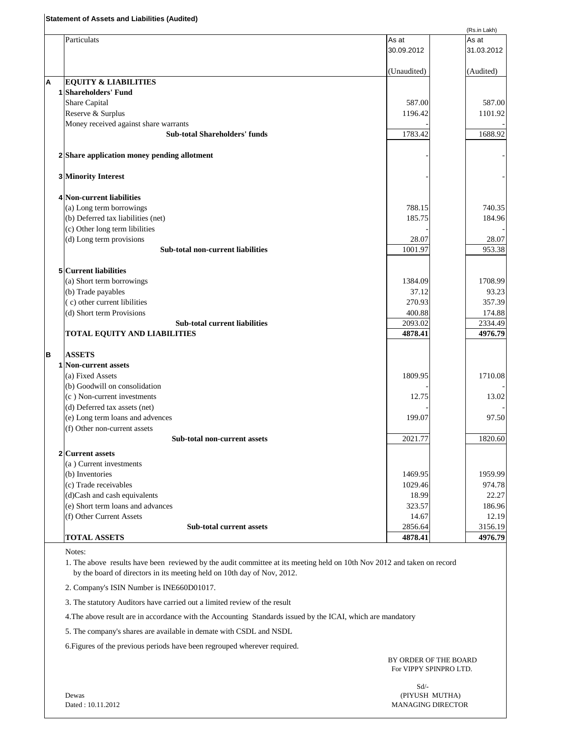**Statement of Assets and Liabilities (Audited)**

(Rs.in Lakh)

| | Particulats | As at 30.09.2012 (Unaudited) | As at 31.03.2012 (Audited) |
|---|---|---|---|
| **A** | **EQUITY & LIABILITIES** | | |
| **1** | **Shareholders' Fund** | | |
| | Share Capital | 587.00 | 587.00 |
| | Reserve & Surplus | 1196.42 | 1101.92 |
| | Money received against share warrants | - | - |
| | **Sub-total Shareholders' funds** | 1783.42 | 1688.92 |
| **2** | **Share application money pending allotment** | - | - |
| **3** | **Minority Interest** | - | - |
| **4** | **Non-current liabilities** | | |
| | (a) Long term borrowings | 788.15 | 740.35 |
| | (b) Deferred tax liabilities (net) | 185.75 | 184.96 |
| | (c) Other long term libilities | - | - |
| | (d) Long term provisions | 28.07 | 28.07 |
| | **Sub-total non-current liabilities** | 1001.97 | 953.38 |
| **5** | **Current liabilities** | | |
| | (a) Short term borrowings | 1384.09 | 1708.99 |
| | (b) Trade payables | 37.12 | 93.23 |
| | ( c) other current libilities | 270.93 | 357.39 |
| | (d) Short term Provisions | 400.88 | 174.88 |
| | **Sub-total current liabilities** | 2093.02 | 2334.49 |
| | **TOTAL EQUITY AND LIABILITIES** | **4878.41** | **4976.79** |
| **B** | **ASSETS** | | |
| **1** | **Non-current assets** | | |
| | (a) Fixed Assets | 1809.95 | 1710.08 |
| | (b) Goodwill on consolidation | - | - |
| | (c ) Non-current investments | 12.75 | 13.02 |
| | (d) Deferred tax assets (net) | - | - |
| | (e) Long term loans and advences | 199.07 | 97.50 |
| | (f) Other non-current assets | | |
| | **Sub-total non-current assets** | 2021.77 | 1820.60 |
| **2** | **Current assets** | | |
| | (a ) Current investments | | |
| | (b) Inventories | 1469.95 | 1959.99 |
| | (c) Trade receivables | 1029.46 | 974.78 |
| | (d)Cash and cash equivalents | 18.99 | 22.27 |
| | (e) Short term loans and advances | 323.57 | 186.96 |
| | (f) Other Current Assets | 14.67 | 12.19 |
| | **Sub-total current assets** | 2856.64 | 3156.19 |
| | **TOTAL ASSETS** | **4878.41** | **4976.79** |

Notes:

1. The above results have been reviewed by the audit committee at its meeting held on 10th Nov 2012 and taken on record by the board of directors in its meeting held on 10th day of Nov, 2012.
2. Company's ISIN Number is INE660D01017.
3. The statutory Auditors have carried out a limited review of the result
4. The above result are in accordance with the Accounting Standards issued by the ICAI, which are mandatory
5. The company's shares are available in demate with CSDL and NSDL
6. Figures of the previous periods have been regrouped wherever required.

BY ORDER OF THE BOARD
For VIPPY SPINPRO LTD.

Sd/-
(PIYUSH MUTHA)
MANAGING DIRECTOR

Dewas
Dated : 10.11.2012